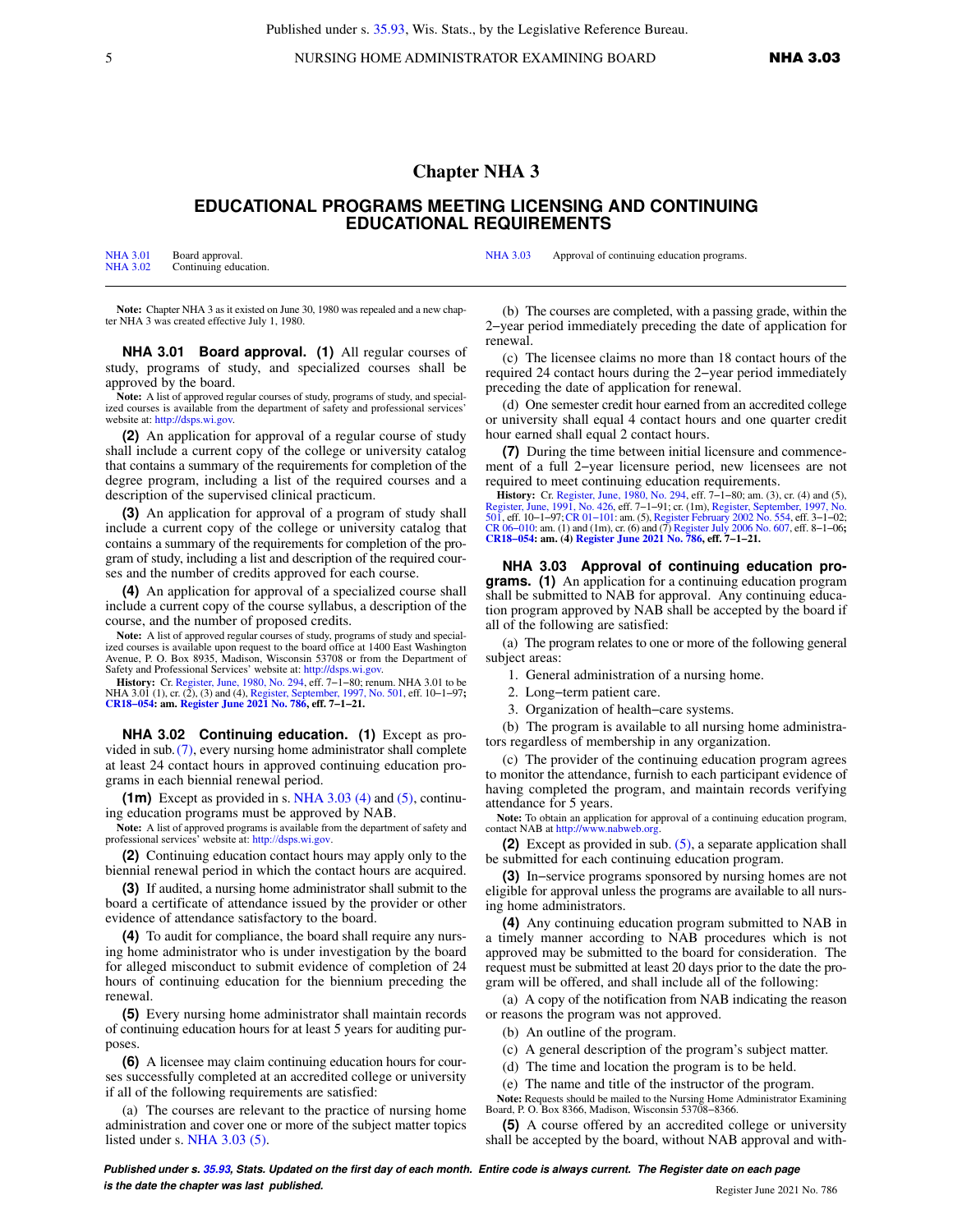# Chapter NHA 3

## EDUCATIONAL PROGRAMS MEETING LICENSING AND CONTINUING EDUCATIONAL REQUIREMENTS

| | | | |
|---|---|---|---|
| NHA 3.01 | Board approval. | NHA 3.03 | Approval of continuing education programs. |
| NHA 3.02 | Continuing education. | | |

**Note:** Chapter NHA 3 as it existed on June 30, 1980 was repealed and a new chapter NHA 3 was created effective July 1, 1980.

**NHA 3.01 Board approval. (1)** All regular courses of study, programs of study, and specialized courses shall be approved by the board.

**Note:** A list of approved regular courses of study, programs of study, and specialized courses is available from the department of safety and professional services' website at: http://dsps.wi.gov.

**(2)** An application for approval of a regular course of study shall include a current copy of the college or university catalog that contains a summary of the requirements for completion of the degree program, including a list of the required courses and a description of the supervised clinical practicum.

**(3)** An application for approval of a program of study shall include a current copy of the college or university catalog that contains a summary of the requirements for completion of the program of study, including a list and description of the required courses and the number of credits approved for each course.

**(4)** An application for approval of a specialized course shall include a current copy of the course syllabus, a description of the course, and the number of proposed credits.

**Note:** A list of approved regular courses of study, programs of study and specialized courses is available upon request to the board office at 1400 East Washington Avenue, P. O. Box 8935, Madison, Wisconsin 53708 or from the Department of Safety and Professional Services' website at: http://dsps.wi.gov.

**History:** Cr. Register, June, 1980, No. 294, eff. 7−1−80; renum. NHA 3.01 to be NHA 3.01 (1), cr. (2), (3) and (4), Register, September, 1997, No. 501, eff. 10−1−97; **CR18−054: am. Register June 2021 No. 786, eff. 7−1−21.**

**NHA 3.02 Continuing education. (1)** Except as provided in sub. (7), every nursing home administrator shall complete at least 24 contact hours in approved continuing education programs in each biennial renewal period.

**(1m)** Except as provided in s. NHA 3.03 (4) and (5), continuing education programs must be approved by NAB.

**Note:** A list of approved programs is available from the department of safety and professional services' website at: http://dsps.wi.gov.

**(2)** Continuing education contact hours may apply only to the biennial renewal period in which the contact hours are acquired.

**(3)** If audited, a nursing home administrator shall submit to the board a certificate of attendance issued by the provider or other evidence of attendance satisfactory to the board.

**(4)** To audit for compliance, the board shall require any nursing home administrator who is under investigation by the board for alleged misconduct to submit evidence of completion of 24 hours of continuing education for the biennium preceding the renewal.

**(5)** Every nursing home administrator shall maintain records of continuing education hours for at least 5 years for auditing purposes.

**(6)** A licensee may claim continuing education hours for courses successfully completed at an accredited college or university if all of the following requirements are satisfied:

(a) The courses are relevant to the practice of nursing home administration and cover one or more of the subject matter topics listed under s. NHA 3.03 (5).

(b) The courses are completed, with a passing grade, within the 2−year period immediately preceding the date of application for renewal.

(c) The licensee claims no more than 18 contact hours of the required 24 contact hours during the 2−year period immediately preceding the date of application for renewal.

(d) One semester credit hour earned from an accredited college or university shall equal 4 contact hours and one quarter credit hour earned shall equal 2 contact hours.

**(7)** During the time between initial licensure and commencement of a full 2−year licensure period, new licensees are not required to meet continuing education requirements.

**History:** Cr. Register, June, 1980, No. 294, eff. 7−1−80; am. (3), cr. (4) and (5), Register, June, 1991, No. 426, eff. 7−1−91; cr. (1m), Register, September, 1997, No. 501, eff. 10−1−97; CR 01−101: am. (5), Register February 2002 No. 554, eff. 3−1−02; CR 06−010: am. (1) and (1m), cr. (6) and (7) Register July 2006 No. 607, eff. 8−1−06; **CR18−054: am. (4) Register June 2021 No. 786, eff. 7−1−21.**

**NHA 3.03 Approval of continuing education programs. (1)** An application for a continuing education program shall be submitted to NAB for approval. Any continuing education program approved by NAB shall be accepted by the board if all of the following are satisfied:

(a) The program relates to one or more of the following general subject areas:

1. General administration of a nursing home.
2. Long−term patient care.
3. Organization of health−care systems.

(b) The program is available to all nursing home administrators regardless of membership in any organization.

(c) The provider of the continuing education program agrees to monitor the attendance, furnish to each participant evidence of having completed the program, and maintain records verifying attendance for 5 years.

**Note:** To obtain an application for approval of a continuing education program, contact NAB at http://www.nabweb.org.

**(2)** Except as provided in sub. (5), a separate application shall be submitted for each continuing education program.

**(3)** In−service programs sponsored by nursing homes are not eligible for approval unless the programs are available to all nursing home administrators.

**(4)** Any continuing education program submitted to NAB in a timely manner according to NAB procedures which is not approved may be submitted to the board for consideration. The request must be submitted at least 20 days prior to the date the program will be offered, and shall include all of the following:

(a) A copy of the notification from NAB indicating the reason or reasons the program was not approved.

(b) An outline of the program.

(c) A general description of the program's subject matter.

(d) The time and location the program is to be held.

(e) The name and title of the instructor of the program.

**Note:** Requests should be mailed to the Nursing Home Administrator Examining Board, P. O. Box 8366, Madison, Wisconsin 53708−8366.

**(5)** A course offered by an accredited college or university shall be accepted by the board, without NAB approval and with-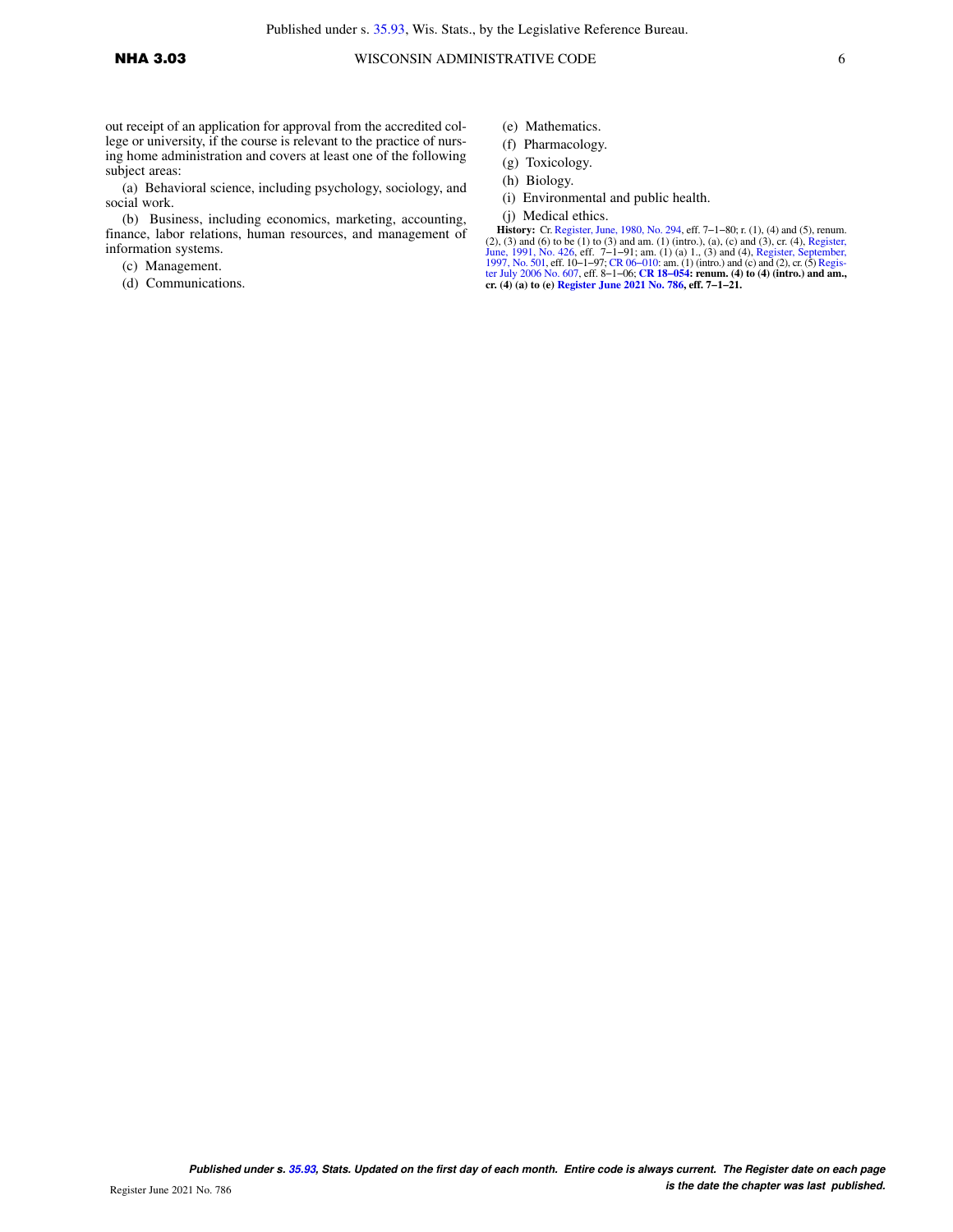out receipt of an application for approval from the accredited college or university, if the course is relevant to the practice of nursing home administration and covers at least one of the following subject areas:

(a) Behavioral science, including psychology, sociology, and social work.

(b) Business, including economics, marketing, accounting, finance, labor relations, human resources, and management of information systems.

(c) Management.

(d) Communications.

(e) Mathematics.

(f) Pharmacology.

(g) Toxicology.

(h) Biology.

(i) Environmental and public health.

(j) Medical ethics.

**History:** Cr. Register, June, 1980, No. 294, eff. 7–1–80; r. (1), (4) and (5), renum. (2), (3) and (6) to be (1) to (3) and am. (1) (intro.), (a), (c) and (3), cr. (4), Register, June, 1991, No. 426, eff. 7–1–91; am. (1) (a) 1., (3) and (4), Register, September, 1997, No. 501, eff. 10–1–97; CR 06–010: am. (1) (intro.) and (c) and (2), cr. (5) Register July 2006 No. 607, eff. 8–1–06; **CR 18–054: renum. (4) to (4) (intro.) and am., cr. (4) (a) to (e) Register June 2021 No. 786, eff. 7–1–21.**